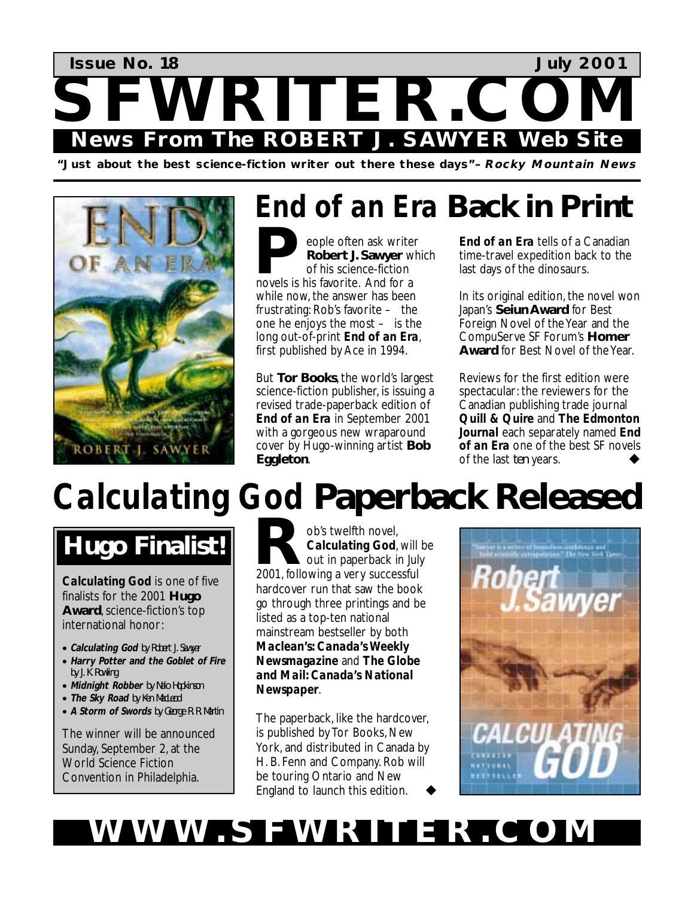**Issue No. 18** **July 2001**

# SFWRITER.COM

**News From The ROBERT J. SAWYER Web Site**

**"Just about the best science-fiction writer out there these days"– *Rocky Mountain News***

## *End of an Era* Back in Print

People often ask writer **Robert J. Sawyer** which of his science-fiction novels is his favorite. And for a while now, the answer has been frustrating: Rob's favorite – the one he enjoys the most – is the long out-of-print ***End of an Era***, first published by Ace in 1994.

But **Tor Books**, the world's largest science-fiction publisher, is issuing a revised trade-paperback edition of ***End of an Era*** in September 2001 with a gorgeous new wraparound cover by Hugo-winning artist **Bob Eggleton**.

***End of an Era*** tells of a Canadian time-travel expedition back to the last days of the dinosaurs.

In its original edition, the novel won Japan's **Seiun Award** for Best Foreign Novel of the Year and the CompuServe SF Forum's **Homer Award** for Best Novel of the Year.

Reviews for the first edition were spectacular: the reviewers for the Canadian publishing trade journal ***Quill & Quire*** and ***The Edmonton Journal*** each separately named ***End of an Era*** one of the best SF novels of the last *ten* years. ◆

## *Calculating God* Paperback Released

### Hugo Finalist!

***Calculating God*** is one of five finalists for the 2001 **Hugo Award**, science-fiction's top international honor:

- ***Calculating God*** by Robert J. Sawyer
- ***Harry Potter and the Goblet of Fire*** by J. K. Rowling
- ***Midnight Robber*** by Nalo Hopkinson
- ***The Sky Road*** by Ken MacLeod
- ***A Storm of Swords*** by George R. R. Martin

The winner will be announced Sunday, September 2, at the World Science Fiction Convention in Philadelphia.

Rob's twelfth novel, ***Calculating God***, will be out in paperback in July 2001, following a very successful hardcover run that saw the book go through three printings and be listed as a top-ten national mainstream bestseller by both ***Maclean's: Canada's Weekly Newsmagazine*** and ***The Globe and Mail: Canada's National Newspaper***.

The paperback, like the hardcover, is published by Tor Books, New York, and distributed in Canada by H. B. Fenn and Company. Rob will be touring Ontario and New England to launch this edition. ◆

**WWW.SFWRITER.COM**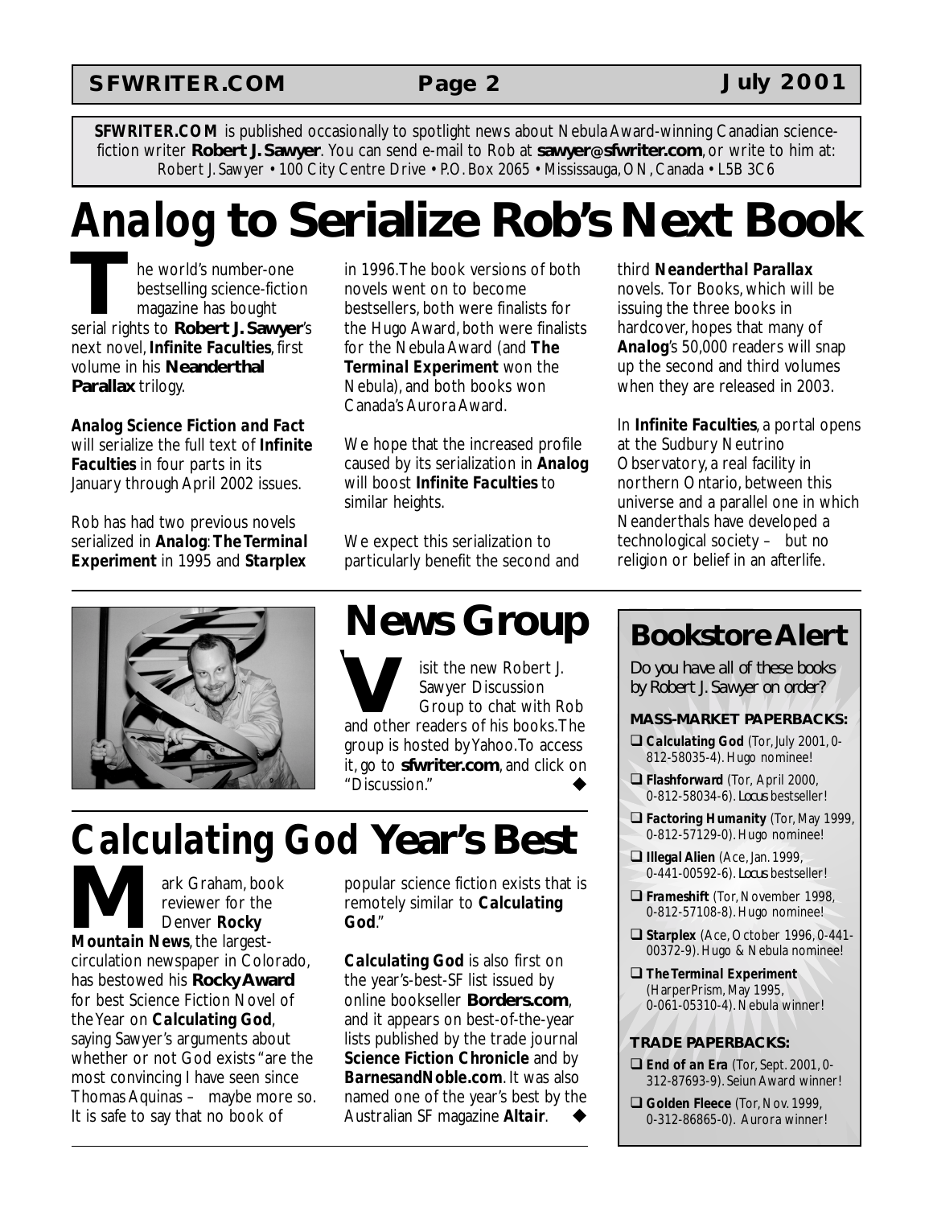**SFWRITER.COM** is published occasionally to spotlight news about Nebula Award-winning Canadian science-fiction writer **Robert J. Sawyer**. You can send e-mail to Rob at **sawyer@sfwriter.com**, or write to him at: Robert J. Sawyer • 100 City Centre Drive • P.O. Box 2065 • Mississauga, ON, Canada • L5B 3C6

# *Analog* to Serialize Rob's Next Book

The world's number-one bestselling science-fiction magazine has bought serial rights to **Robert J. Sawyer**'s next novel, ***Infinite Faculties***, first volume in his ***Neanderthal Parallax*** trilogy.

***Analog Science Fiction and Fact*** will serialize the full text of ***Infinite Faculties*** in four parts in its January through April 2002 issues.

Rob has had two previous novels serialized in ***Analog***: ***The Terminal Experiment*** in 1995 and ***Starplex*** in 1996. The book versions of both novels went on to become bestsellers, both were finalists for the Hugo Award, both were finalists for the Nebula Award (and ***The Terminal Experiment*** won the Nebula), and both books won Canada's Aurora Award.

We hope that the increased profile caused by its serialization in ***Analog*** will boost ***Infinite Faculties*** to similar heights.

We expect this serialization to particularly benefit the second and third ***Neanderthal Parallax*** novels. Tor Books, which will be issuing the three books in hardcover, hopes that many of ***Analog***'s 50,000 readers will snap up the second and third volumes when they are released in 2003.

In ***Infinite Faculties***, a portal opens at the Sudbury Neutrino Observatory, a real facility in northern Ontario, between this universe and a parallel one in which Neanderthals have developed a technological society – but no religion or belief in an afterlife.

# News Group

Visit the new Robert J. Sawyer Discussion Group to chat with Rob and other readers of his books. The group is hosted by Yahoo. To access it, go to **sfwriter.com**, and click on "Discussion." ◆

# *Calculating God* Year's Best

Mark Graham, book reviewer for the Denver ***Rocky Mountain News***, the largest-circulation newspaper in Colorado, has bestowed his **Rocky Award** for best Science Fiction Novel of the Year on ***Calculating God***, saying Sawyer's arguments about whether or not God exists "are the most convincing I have seen since Thomas Aquinas – maybe more so. It is safe to say that no book of popular science fiction exists that is remotely similar to ***Calculating God***."

***Calculating God*** is also first on the year's-best-SF list issued by online bookseller **Borders.com**, and it appears on best-of-the-year lists published by the trade journal ***Science Fiction Chronicle*** and by **BarnesandNoble.com**. It was also named one of the year's best by the Australian SF magazine ***Altair***. ◆

## Bookstore Alert

*Do you have all of these books by Robert J. Sawyer on order?*

**MASS-MARKET PAPERBACKS:**

- ❑ ***Calculating God*** (Tor, July 2001, 0-812-58035-4). Hugo nominee!
- ❑ ***Flashforward*** (Tor, April 2000, 0-812-58034-6). *Locus* bestseller!
- ❑ ***Factoring Humanity*** (Tor, May 1999, 0-812-57129-0). Hugo nominee!
- ❑ ***Illegal Alien*** (Ace, Jan. 1999, 0-441-00592-6). *Locus* bestseller!
- ❑ ***Frameshift*** (Tor, November 1998, 0-812-57108-8). Hugo nominee!
- ❑ ***Starplex*** (Ace, October 1996, 0-441-00372-9). Hugo & Nebula nominee!
- ❑ ***The Terminal Experiment*** (HarperPrism, May 1995, 0-061-05310-4). Nebula winner!

**TRADE PAPERBACKS:**

- ❑ ***End of an Era*** (Tor, Sept. 2001, 0-312-87693-9). Seiun Award winner!
- ❑ ***Golden Fleece*** (Tor, Nov. 1999, 0-312-86865-0). Aurora winner!